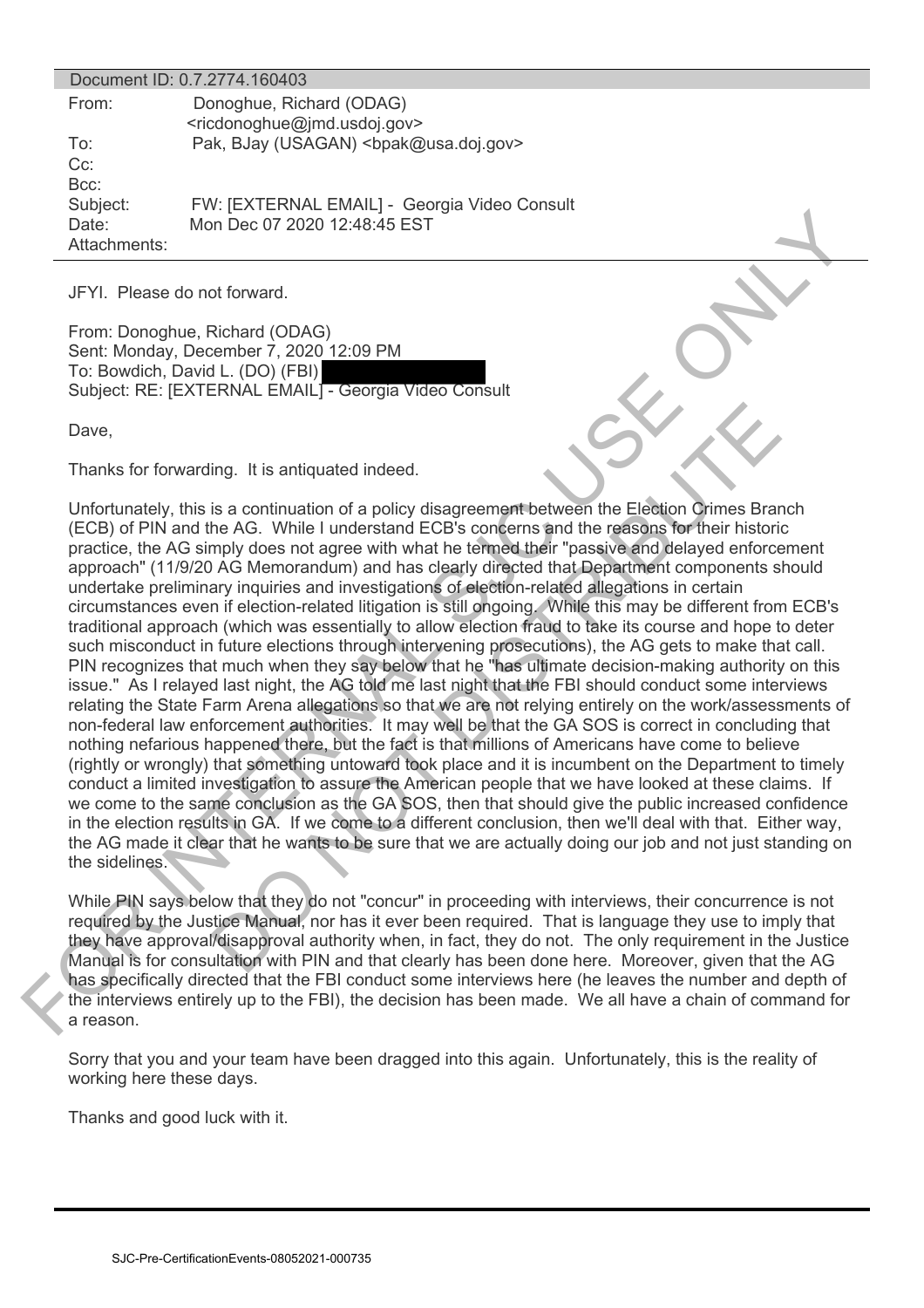Document ID: 0.7.2774.160403

| | |
|---|---|
| From: | Donoghue, Richard (ODAG) <ricdonoghue@jmd.usdoj.gov> |
| To: | Pak, BJay (USAGAN) <bpak@usa.doj.gov> |
| Cc: | |
| Bcc: | |
| Subject: | FW: [EXTERNAL EMAIL] - Georgia Video Consult |
| Date: | Mon Dec 07 2020 12:48:45 EST |
| Attachments: | |

JFYI. Please do not forward.

From: Donoghue, Richard (ODAG)
Sent: Monday, December 7, 2020 12:09 PM
To: Bowdich, David L. (DO) (FBI) [REDACTED]
Subject: RE: [EXTERNAL EMAIL] - Georgia Video Consult

Dave,

Thanks for forwarding. It is antiquated indeed.

Unfortunately, this is a continuation of a policy disagreement between the Election Crimes Branch (ECB) of PIN and the AG. While I understand ECB's concerns and the reasons for their historic practice, the AG simply does not agree with what he termed their "passive and delayed enforcement approach" (11/9/20 AG Memorandum) and has clearly directed that Department components should undertake preliminary inquiries and investigations of election-related allegations in certain circumstances even if election-related litigation is still ongoing. While this may be different from ECB's traditional approach (which was essentially to allow election fraud to take its course and hope to deter such misconduct in future elections through intervening prosecutions), the AG gets to make that call. PIN recognizes that much when they say below that he "has ultimate decision-making authority on this issue." As I relayed last night, the AG told me last night that the FBI should conduct some interviews relating the State Farm Arena allegations so that we are not relying entirely on the work/assessments of non-federal law enforcement authorities. It may well be that the GA SOS is correct in concluding that nothing nefarious happened there, but the fact is that millions of Americans have come to believe (rightly or wrongly) that something untoward took place and it is incumbent on the Department to timely conduct a limited investigation to assure the American people that we have looked at these claims. If we come to the same conclusion as the GA SOS, then that should give the public increased confidence in the election results in GA. If we come to a different conclusion, then we'll deal with that. Either way, the AG made it clear that he wants to be sure that we are actually doing our job and not just standing on the sidelines.

While PIN says below that they do not "concur" in proceeding with interviews, their concurrence is not required by the Justice Manual, nor has it ever been required. That is language they use to imply that they have approval/disapproval authority when, in fact, they do not. The only requirement in the Justice Manual is for consultation with PIN and that clearly has been done here. Moreover, given that the AG has specifically directed that the FBI conduct some interviews here (he leaves the number and depth of the interviews entirely up to the FBI), the decision has been made. We all have a chain of command for a reason.

Sorry that you and your team have been dragged into this again. Unfortunately, this is the reality of working here these days.

Thanks and good luck with it.

SJC-Pre-CertificationEvents-08052021-000735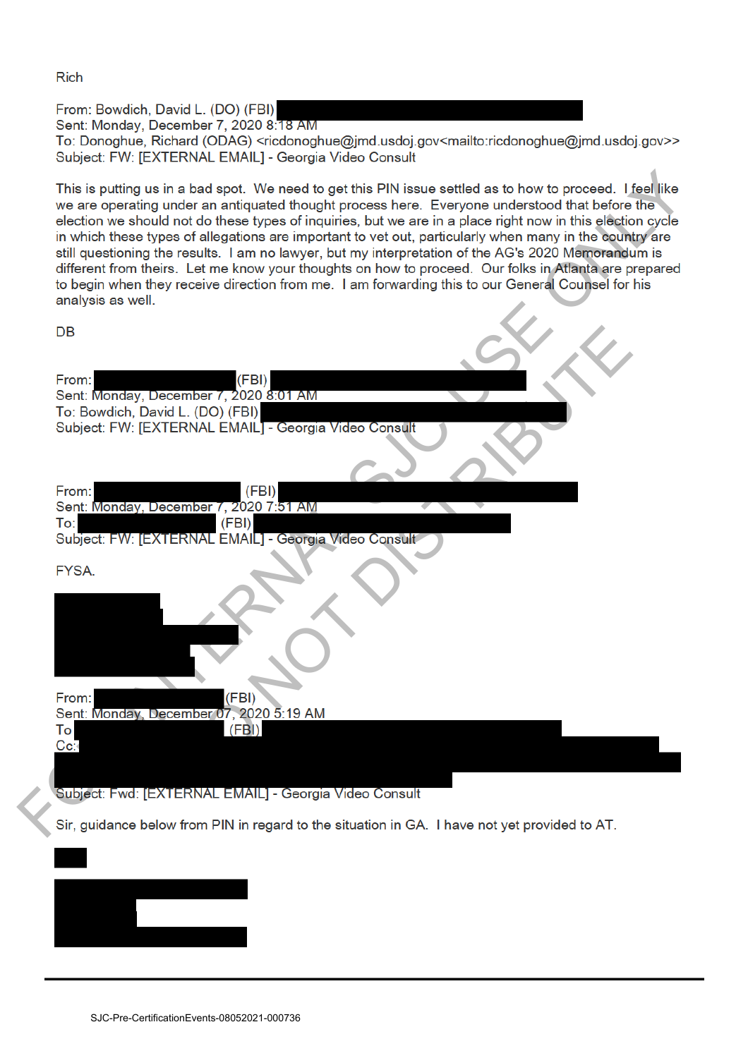Rich

From: Bowdich, David L. (DO) (FBI)
Sent: Monday, December 7, 2020 8:18 AM
To: Donoghue, Richard (ODAG) <ricdonoghue@jmd.usdoj.gov<mailto:ricdonoghue@jmd.usdoj.gov>>
Subject: FW: [EXTERNAL EMAIL] - Georgia Video Consult

This is putting us in a bad spot. We need to get this PIN issue settled as to how to proceed. I feel like we are operating under an antiquated thought process here. Everyone understood that before the election we should not do these types of inquiries, but we are in a place right now in this election cycle in which these types of allegations are important to vet out, particularly when many in the country are still questioning the results. I am no lawyer, but my interpretation of the AG's 2020 Memorandum is different from theirs. Let me know your thoughts on how to proceed. Our folks in Atlanta are prepared to begin when they receive direction from me. I am forwarding this to our General Counsel for his analysis as well.

DB

From: (FBI)
Sent: Monday, December 7, 2020 8:01 AM
To: Bowdich, David L. (DO) (FBI)
Subject: FW: [EXTERNAL EMAIL] - Georgia Video Consult

From: (FBI)
Sent: Monday, December 7, 2020 7:51 AM
To: (FBI)
Subject: FW: [EXTERNAL EMAIL] - Georgia Video Consult

FYSA.

From: (FBI)
Sent: Monday, December 07, 2020 5:19 AM
To (FBI)
Cc:
Subject: Fwd: [EXTERNAL EMAIL] - Georgia Video Consult

Sir, guidance below from PIN in regard to the situation in GA. I have not yet provided to AT.

SJC-Pre-CertificationEvents-08052021-000736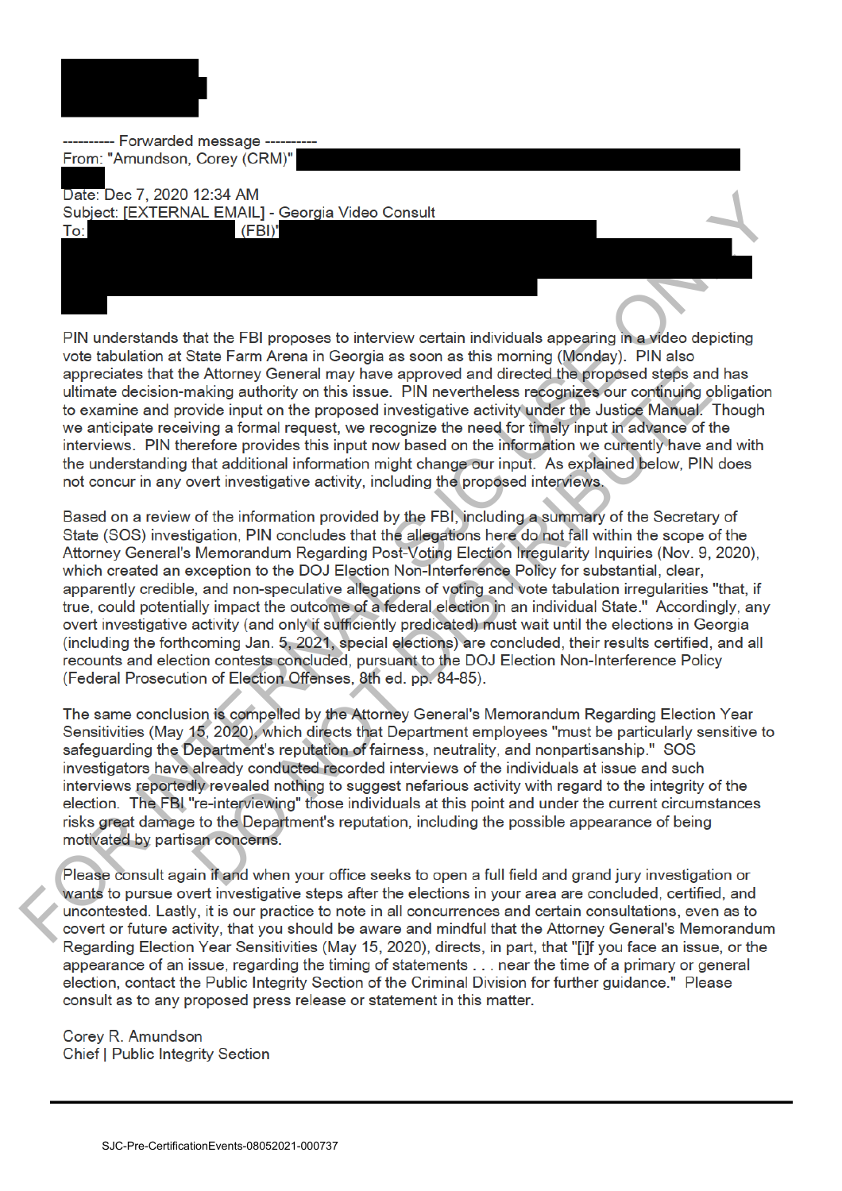---------- Forwarded message ----------
From: "Amundson, Corey (CRM)"

Date: Dec 7, 2020 12:34 AM
Subject: [EXTERNAL EMAIL] - Georgia Video Consult
To: (FBI)

PIN understands that the FBI proposes to interview certain individuals appearing in a video depicting vote tabulation at State Farm Arena in Georgia as soon as this morning (Monday). PIN also appreciates that the Attorney General may have approved and directed the proposed steps and has ultimate decision-making authority on this issue. PIN nevertheless recognizes our continuing obligation to examine and provide input on the proposed investigative activity under the Justice Manual. Though we anticipate receiving a formal request, we recognize the need for timely input in advance of the interviews. PIN therefore provides this input now based on the information we currently have and with the understanding that additional information might change our input. As explained below, PIN does not concur in any overt investigative activity, including the proposed interviews.

Based on a review of the information provided by the FBI, including a summary of the Secretary of State (SOS) investigation, PIN concludes that the allegations here do not fall within the scope of the Attorney General's Memorandum Regarding Post-Voting Election Irregularity Inquiries (Nov. 9, 2020), which created an exception to the DOJ Election Non-Interference Policy for substantial, clear, apparently credible, and non-speculative allegations of voting and vote tabulation irregularities "that, if true, could potentially impact the outcome of a federal election in an individual State." Accordingly, any overt investigative activity (and only if sufficiently predicated) must wait until the elections in Georgia (including the forthcoming Jan. 5, 2021, special elections) are concluded, their results certified, and all recounts and election contests concluded, pursuant to the DOJ Election Non-Interference Policy (Federal Prosecution of Election Offenses, 8th ed. pp. 84-85).

The same conclusion is compelled by the Attorney General's Memorandum Regarding Election Year Sensitivities (May 15, 2020), which directs that Department employees "must be particularly sensitive to safeguarding the Department's reputation of fairness, neutrality, and nonpartisanship." SOS investigators have already conducted recorded interviews of the individuals at issue and such interviews reportedly revealed nothing to suggest nefarious activity with regard to the integrity of the election. The FBI "re-interviewing" those individuals at this point and under the current circumstances risks great damage to the Department's reputation, including the possible appearance of being motivated by partisan concerns.

Please consult again if and when your office seeks to open a full field and grand jury investigation or wants to pursue overt investigative steps after the elections in your area are concluded, certified, and uncontested. Lastly, it is our practice to note in all concurrences and certain consultations, even as to covert or future activity, that you should be aware and mindful that the Attorney General's Memorandum Regarding Election Year Sensitivities (May 15, 2020), directs, in part, that "[i]f you face an issue, or the appearance of an issue, regarding the timing of statements . . . near the time of a primary or general election, contact the Public Integrity Section of the Criminal Division for further guidance." Please consult as to any proposed press release or statement in this matter.

Corey R. Amundson
Chief | Public Integrity Section

FOR INTERNAL SJC USE ONLY
DO NOT DISTRIBUTE

SJC-Pre-CertificationEvents-08052021-000737